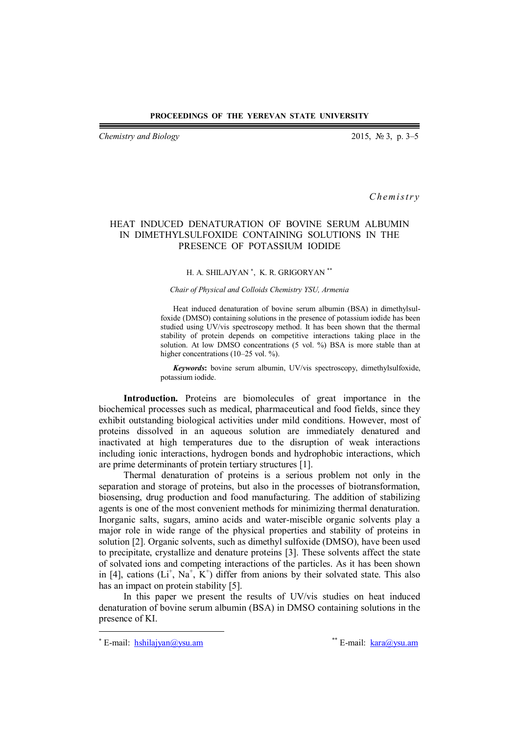*Chemistry*

# HEAT INDUCED DENATURATION OF BOVINE SERUM ALBUMIN IN DIMETHYLSULFOXIDE CONTAINING SOLUTIONS IN THE PRESENCE OF POTASSIUM IODIDE

H. A. SHILAJYAN [*], K. R. GRIGORYAN [**]

*Chair of Physical and Colloids Chemistry YSU, Armenia*

Heat induced denaturation of bovine serum albumin (BSA) in dimethylsulfoxide (DMSO) containing solutions in the presence of potassium iodide has been studied using UV/vis spectroscopy method. It has been shown that the thermal stability of protein depends on competitive interactions taking place in the solution. At low DMSO concentrations (5 vol. %) BSA is more stable than at higher concentrations (10–25 vol. %).

***Keywords*:** bovine serum albumin, UV/vis spectroscopy, dimethylsulfoxide, potassium iodide.

**Introduction.** Proteins are biomolecules of great importance in the biochemical processes such as medical, pharmaceutical and food fields, since they exhibit outstanding biological activities under mild conditions. However, most of proteins dissolved in an aqueous solution are immediately denatured and inactivated at high temperatures due to the disruption of weak interactions including ionic interactions, hydrogen bonds and hydrophobic interactions, which are prime determinants of protein tertiary structures [1].

Thermal denaturation of proteins is a serious problem not only in the separation and storage of proteins, but also in the processes of biotransformation, biosensing, drug production and food manufacturing. The addition of stabilizing agents is one of the most convenient methods for minimizing thermal denaturation. Inorganic salts, sugars, amino acids and water-miscible organic solvents play a major role in wide range of the physical properties and stability of proteins in solution [2]. Organic solvents, such as dimethyl sulfoxide (DMSO), have been used to precipitate, crystallize and denature proteins [3]. These solvents affect the state of solvated ions and competing interactions of the particles. As it has been shown in [4], cations ($Li^+$, $Na^+$, $K^+$) differ from anions by their solvated state. This also has an impact on protein stability [5].

In this paper we present the results of UV/vis studies on heat induced denaturation of bovine serum albumin (BSA) in DMSO containing solutions in the presence of KI.

---

[*] E-mail: hshilajyan@ysu.am

[**] E-mail: kara@ysu.am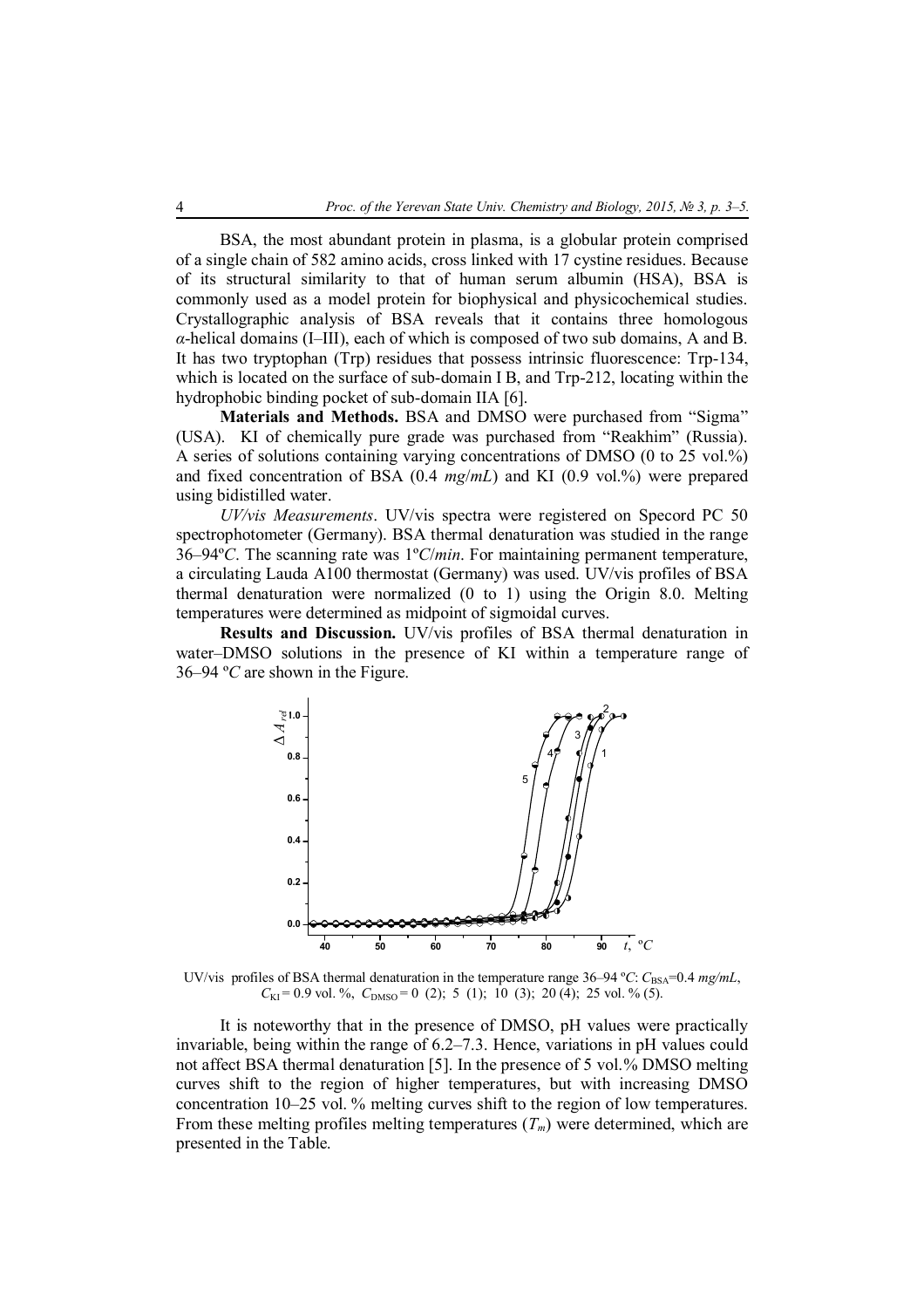BSA, the most abundant protein in plasma, is a globular protein comprised of a single chain of 582 amino acids, cross linked with 17 cystine residues. Because of its structural similarity to that of human serum albumin (HSA), BSA is commonly used as a model protein for biophysical and physicochemical studies. Crystallographic analysis of BSA reveals that it contains three homologous $\alpha$-helical domains (I–III), each of which is composed of two sub domains, A and B. It has two tryptophan (Trp) residues that possess intrinsic fluorescence: Trp-134, which is located on the surface of sub-domain I B, and Trp-212, locating within the hydrophobic binding pocket of sub-domain IIA [6].

**Materials and Methods.** BSA and DMSO were purchased from "Sigma" (USA). KI of chemically pure grade was purchased from "Reakhim" (Russia). A series of solutions containing varying concentrations of DMSO (0 to 25 vol.%) and fixed concentration of BSA (0.4 *mg*/*mL*) and KI (0.9 vol.%) were prepared using bidistilled water.

*UV/vis Measurements*. UV/vis spectra were registered on Specord PC 50 spectrophotometer (Germany). BSA thermal denaturation was studied in the range 36–94º*C*. The scanning rate was 1º*C*/*min*. For maintaining permanent temperature, a circulating Lauda A100 thermostat (Germany) was used. UV/vis profiles of BSA thermal denaturation were normalized (0 to 1) using the Origin 8.0. Melting temperatures were determined as midpoint of sigmoidal curves.

**Results and Discussion.** UV/vis profiles of BSA thermal denaturation in water–DMSO solutions in the presence of KI within a temperature range of 36–94 º*C* are shown in the Figure.

UV/vis profiles of BSA thermal denaturation in the temperature range 36–94 º*C*: $C_{BSA}$=0.4 *mg/mL*, $C_{KI}$ = 0.9 vol. %, $C_{DMSO}$ = 0 (2); 5 (1); 10 (3); 20 (4); 25 vol. % (5).

It is noteworthy that in the presence of DMSO, pH values were practically invariable, being within the range of 6.2–7.3. Hence, variations in pH values could not affect BSA thermal denaturation [5]. In the presence of 5 vol.% DMSO melting curves shift to the region of higher temperatures, but with increasing DMSO concentration 10–25 vol. % melting curves shift to the region of low temperatures. From these melting profiles melting temperatures ($T_m$) were determined, which are presented in the Table.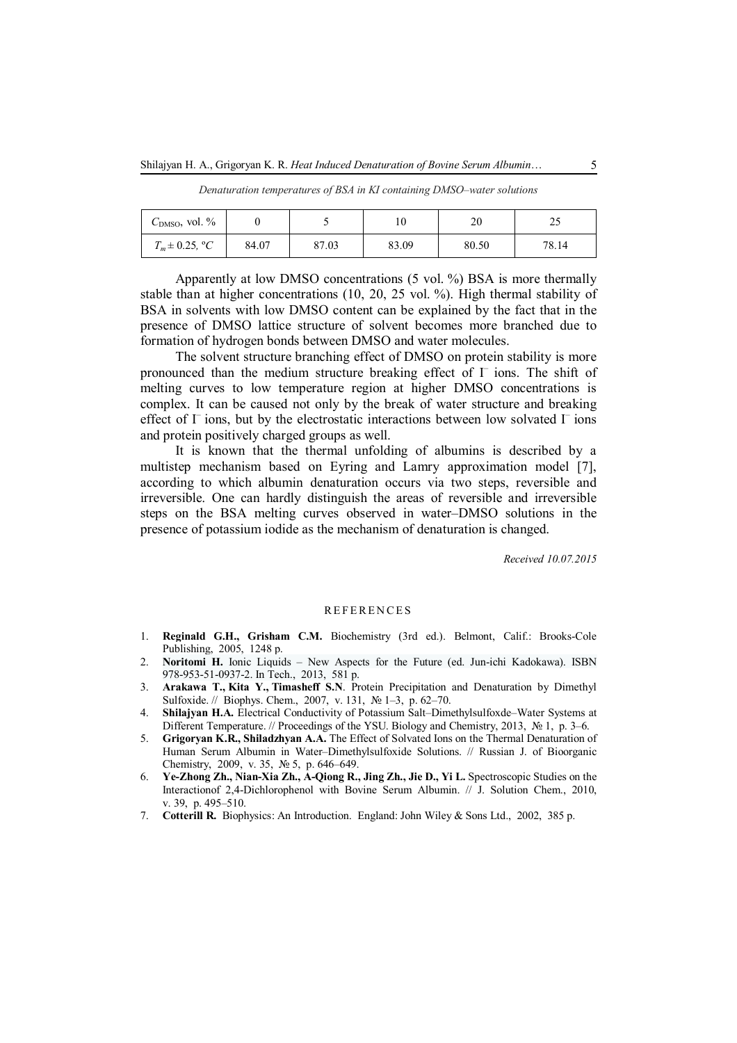*Denaturation temperatures of BSA in KI containing DMSO–water solutions*

| $C_{DMSO}$, vol. % | 0 | 5 | 10 | 20 | 25 |
|---|---|---|---|---|---|
| $T_m \pm 0.25$, °C | 84.07 | 87.03 | 83.09 | 80.50 | 78.14 |

Apparently at low DMSO concentrations (5 vol. %) BSA is more thermally stable than at higher concentrations (10, 20, 25 vol. %). High thermal stability of BSA in solvents with low DMSO content can be explained by the fact that in the presence of DMSO lattice structure of solvent becomes more branched due to formation of hydrogen bonds between DMSO and water molecules.

The solvent structure branching effect of DMSO on protein stability is more pronounced than the medium structure breaking effect of $I^-$ ions. The shift of melting curves to low temperature region at higher DMSO concentrations is complex. It can be caused not only by the break of water structure and breaking effect of $I^-$ ions, but by the electrostatic interactions between low solvated $I^-$ ions and protein positively charged groups as well.

It is known that the thermal unfolding of albumins is described by a multistep mechanism based on Eyring and Lamry approximation model [7], according to which albumin denaturation occurs via two steps, reversible and irreversible. One can hardly distinguish the areas of reversible and irreversible steps on the BSA melting curves observed in water–DMSO solutions in the presence of potassium iodide as the mechanism of denaturation is changed.

*Received 10.07.2015*

## REFERENCES

1. **Reginald G.H., Grisham C.M.** Biochemistry (3rd ed.). Belmont, Calif.: Brooks-Cole Publishing, 2005, 1248 p.
2. **Noritomi H.** Ionic Liquids – New Aspects for the Future (ed. Jun-ichi Kadokawa). ISBN 978-953-51-0937-2. In Tech., 2013, 581 p.
3. **Arakawa T., Kita Y., Timasheff S.N**. Protein Precipitation and Denaturation by Dimethyl Sulfoxide. // Biophys. Chem., 2007, v. 131, № 1–3, p. 62–70.
4. **Shilajyan H.A.** Electrical Conductivity of Potassium Salt–Dimethylsulfoxde–Water Systems at Different Temperature. // Proceedings of the YSU. Biology and Chemistry, 2013, № 1, p. 3–6.
5. **Grigoryan K.R., Shiladzhyan A.A.** The Effect of Solvated Ions on the Thermal Denaturation of Human Serum Albumin in Water–Dimethylsulfoxide Solutions. // Russian J. of Bioorganic Chemistry, 2009, v. 35, № 5, p. 646–649.
6. **Ye-Zhong Zh., Nian-Xia Zh., A-Qiong R., Jing Zh., Jie D., Yi L.** Spectroscopic Studies on the Interactionof 2,4-Dichlorophenol with Bovine Serum Albumin. // J. Solution Chem., 2010, v. 39, p. 495–510.
7. **Cotterill R.** Biophysics: An Introduction. England: John Wiley & Sons Ltd., 2002, 385 p.